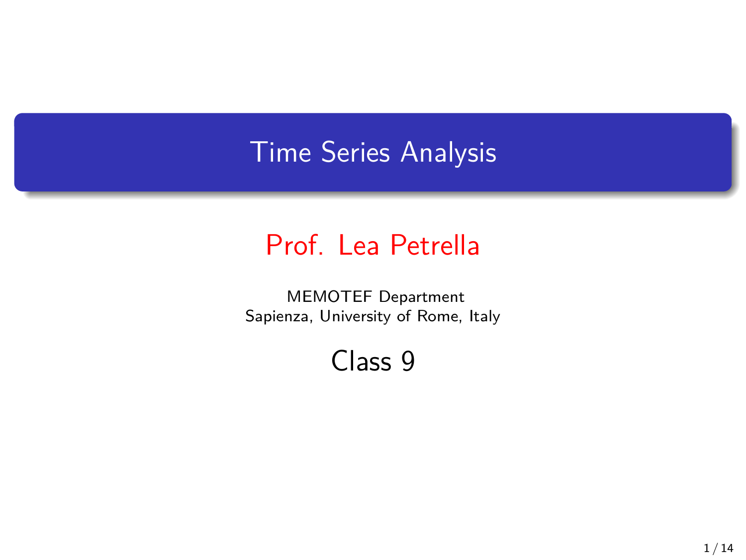# Time Series Analysis

**Prof. Lea Petrella**

MEMOTEF Department
Sapienza, University of Rome, Italy

Class 9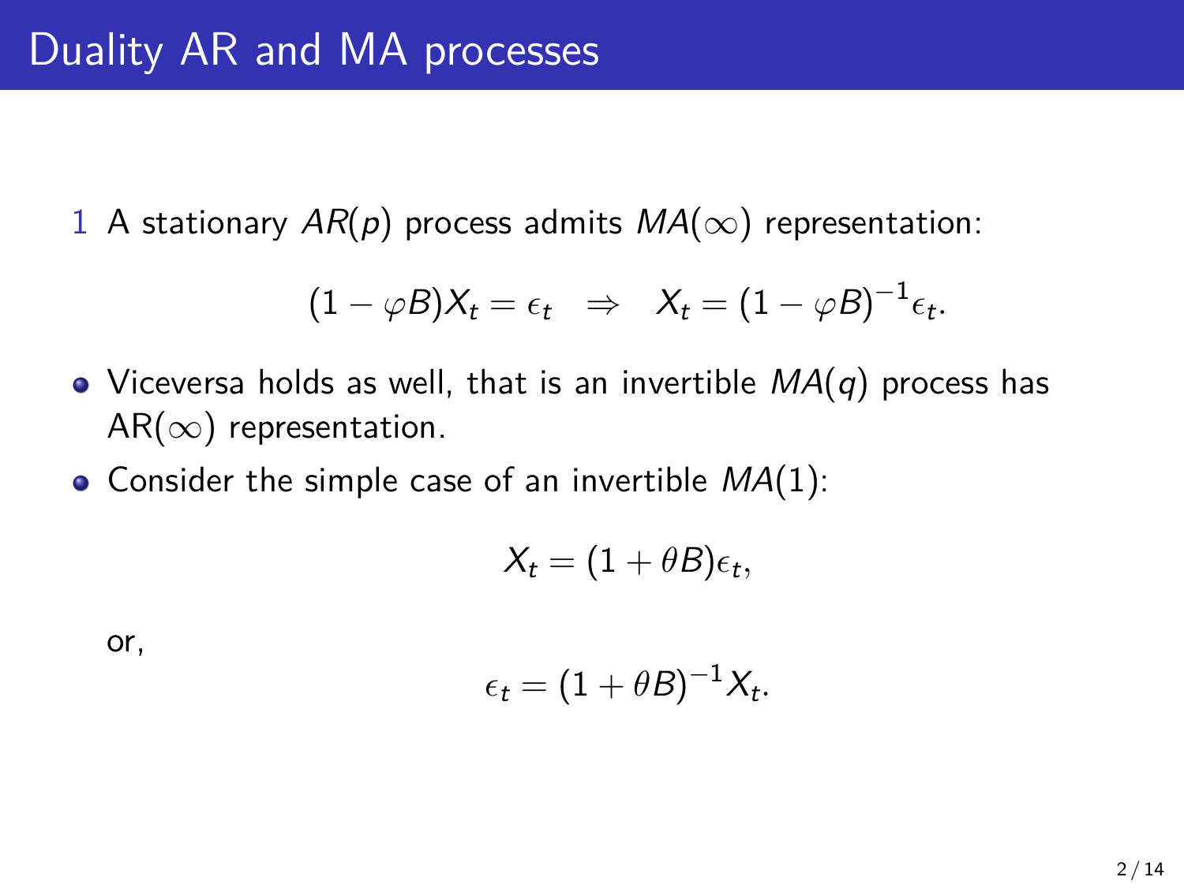# Duality AR and MA processes

1. A stationary $AR(p)$ process admits $MA(\infty)$ representation:

$$(1 - \varphi B)X_t = \epsilon_t \quad \Rightarrow \quad X_t = (1 - \varphi B)^{-1}\epsilon_t.$$

- Viceversa holds as well, that is an invertible $MA(q)$ process has AR($\infty$) representation.
- Consider the simple case of an invertible $MA(1)$:

$$X_t = (1 + \theta B)\epsilon_t,$$

or,

$$\epsilon_t = (1 + \theta B)^{-1}X_t.$$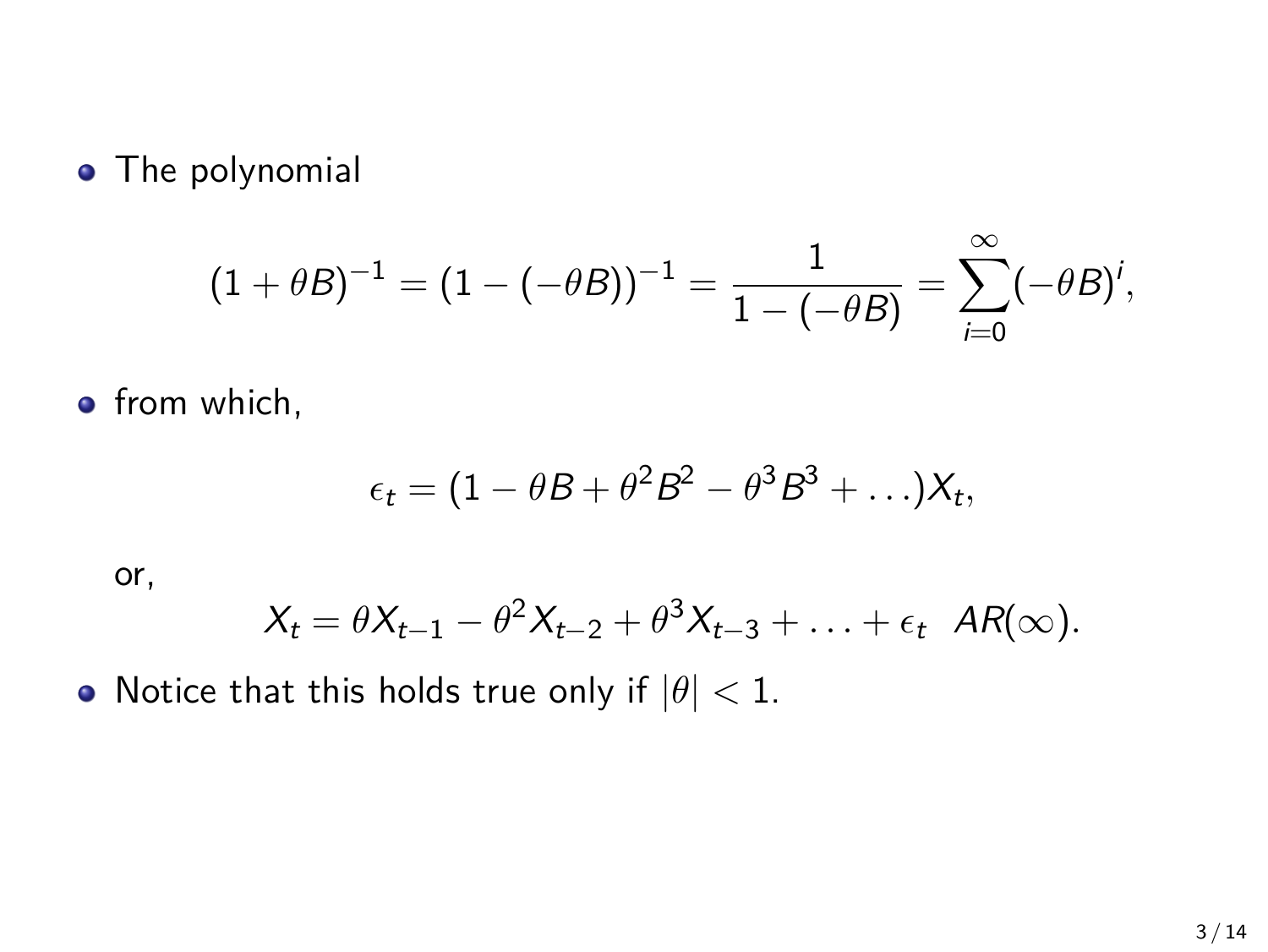- The polynomial

$$(1+\theta B)^{-1} = (1-(-\theta B))^{-1} = \frac{1}{1-(-\theta B)} = \sum_{i=0}^{\infty} (-\theta B)^i,$$

- from which,

$$\epsilon_t = (1 - \theta B + \theta^2 B^2 - \theta^3 B^3 + \ldots) X_t,$$

or,

$$X_t = \theta X_{t-1} - \theta^2 X_{t-2} + \theta^3 X_{t-3} + \ldots + \epsilon_t \;\; AR(\infty).$$

- Notice that this holds true only if $|\theta| < 1$.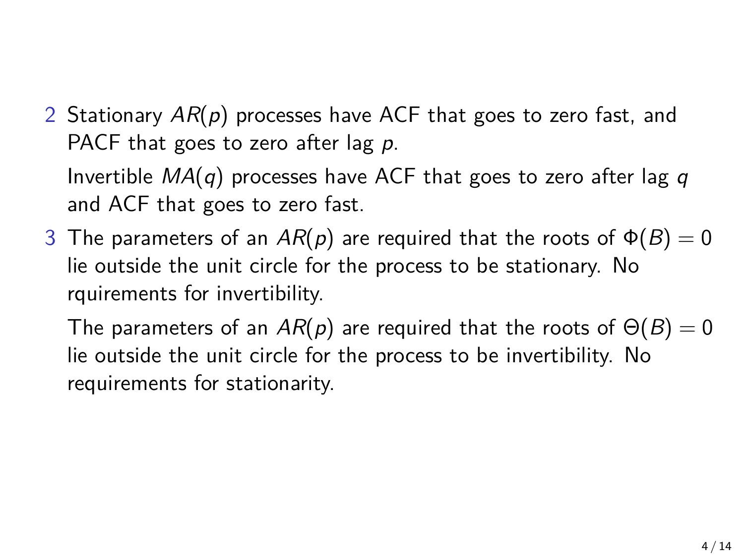2. Stationary $AR(p)$ processes have ACF that goes to zero fast, and PACF that goes to zero after lag $p$.

   Invertible $MA(q)$ processes have ACF that goes to zero after lag $q$ and ACF that goes to zero fast.

3. The parameters of an $AR(p)$ are required that the roots of $\Phi(B) = 0$ lie outside the unit circle for the process to be stationary. No rquirements for invertibility.

   The parameters of an $AR(p)$ are required that the roots of $\Theta(B) = 0$ lie outside the unit circle for the process to be invertibility. No requirements for stationarity.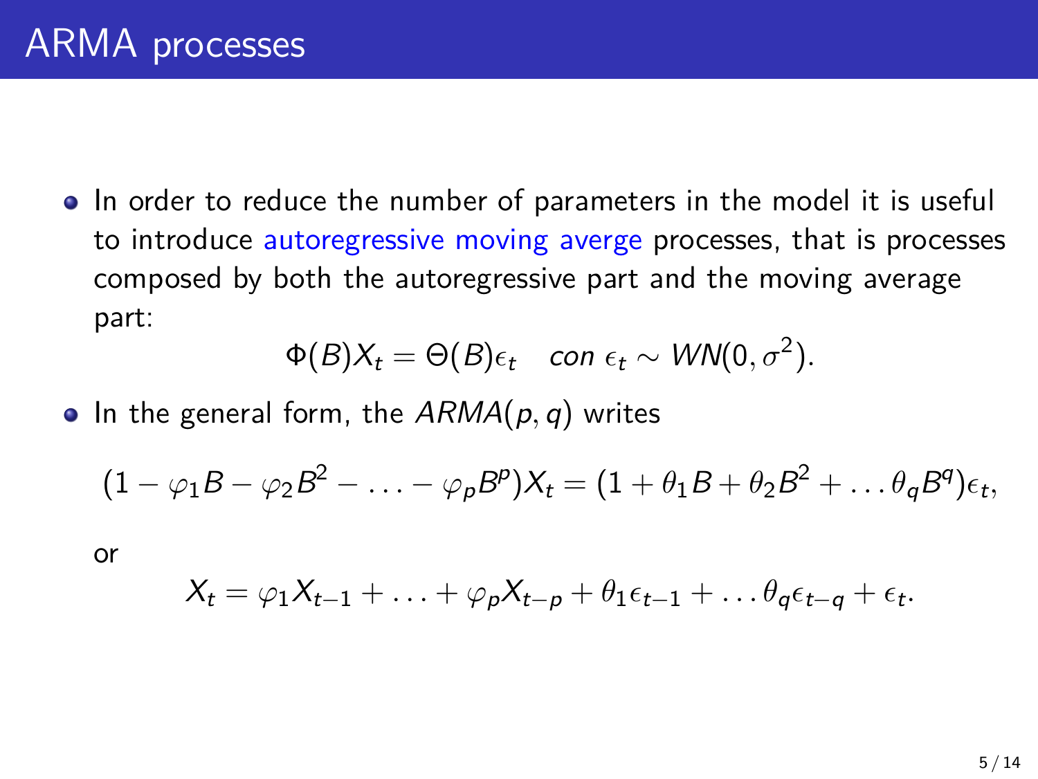# ARMA processes

- In order to reduce the number of parameters in the model it is useful to introduce autoregressive moving averge processes, that is processes composed by both the autoregressive part and the moving average part:

$$\Phi(B)X_t = \Theta(B)\epsilon_t \quad con\ \epsilon_t \sim WN(0, \sigma^2).$$

- In the general form, the $ARMA(p, q)$ writes

$$(1 - \varphi_1 B - \varphi_2 B^2 - \ldots - \varphi_p B^p)X_t = (1 + \theta_1 B + \theta_2 B^2 + \ldots \theta_q B^q)\epsilon_t,$$

or

$$X_t = \varphi_1 X_{t-1} + \ldots + \varphi_p X_{t-p} + \theta_1 \epsilon_{t-1} + \ldots \theta_q \epsilon_{t-q} + \epsilon_t.$$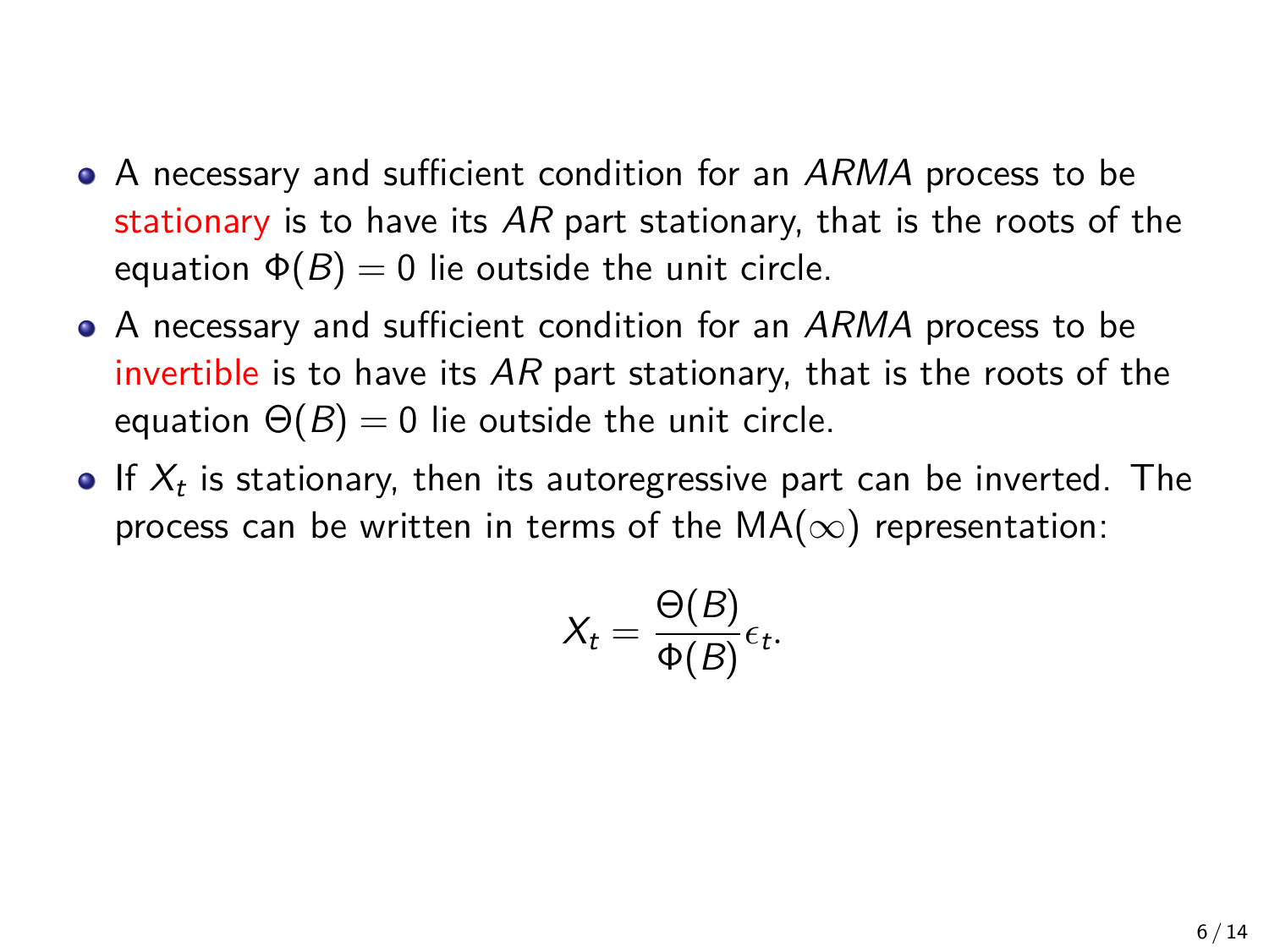- A necessary and sufficient condition for an *ARMA* process to be stationary is to have its *AR* part stationary, that is the roots of the equation $\Phi(B) = 0$ lie outside the unit circle.
- A necessary and sufficient condition for an *ARMA* process to be invertible is to have its *AR* part stationary, that is the roots of the equation $\Theta(B) = 0$ lie outside the unit circle.
- If $X_t$ is stationary, then its autoregressive part can be inverted. The process can be written in terms of the MA($\infty$) representation:

$$X_t = \frac{\Theta(B)}{\Phi(B)}\epsilon_t.$$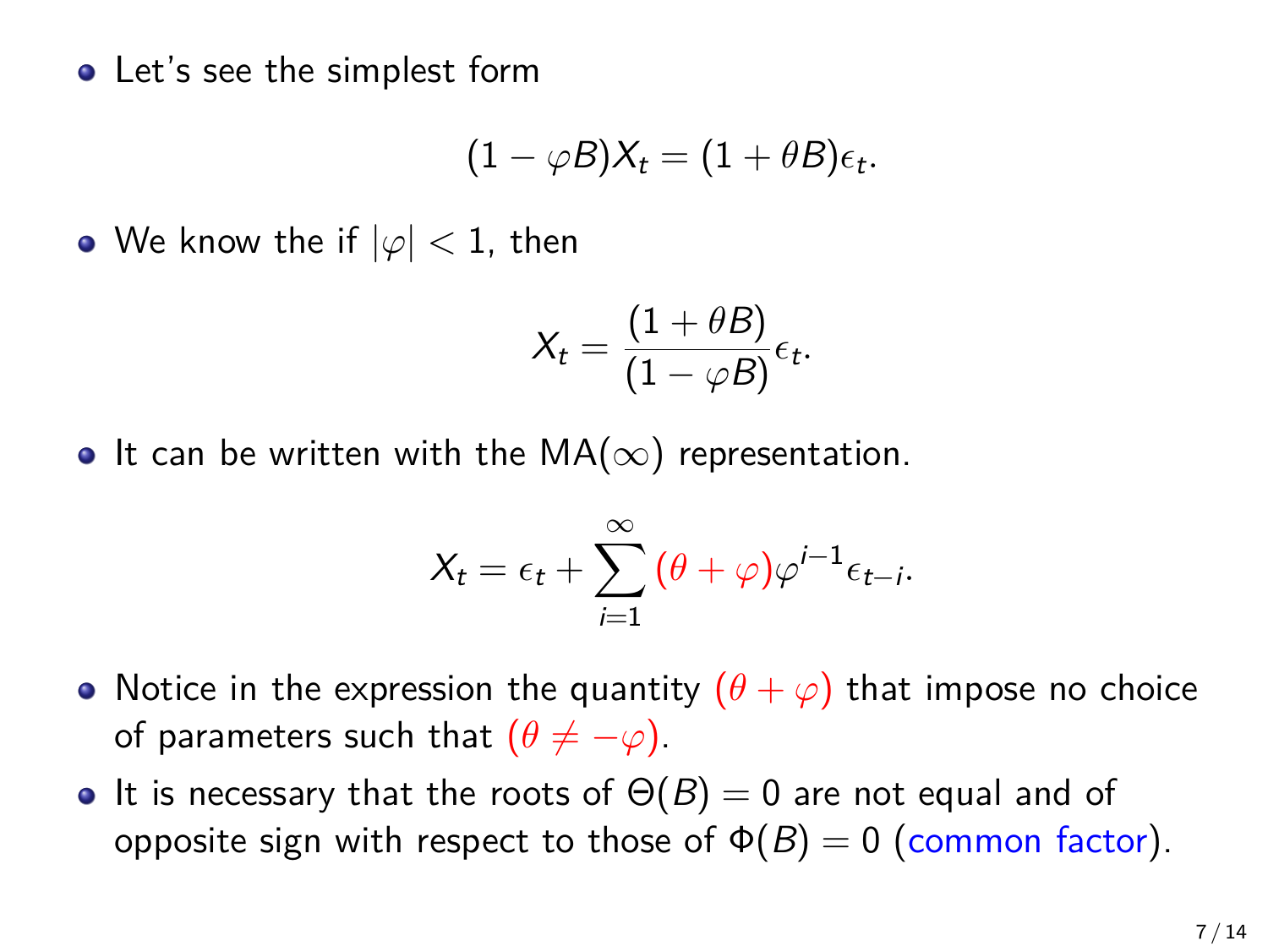- Let's see the simplest form

$$(1 - \varphi B)X_t = (1 + \theta B)\epsilon_t.$$

- We know the if $|\varphi| < 1$, then

$$X_t = \frac{(1 + \theta B)}{(1 - \varphi B)}\epsilon_t.$$

- It can be written with the MA($\infty$) representation.

$$X_t = \epsilon_t + \sum_{i=1}^{\infty} (\theta + \varphi)\varphi^{i-1}\epsilon_{t-i}.$$

- Notice in the expression the quantity $(\theta + \varphi)$ that impose no choice of parameters such that $(\theta \neq -\varphi)$.
- It is necessary that the roots of $\Theta(B) = 0$ are not equal and of opposite sign with respect to those of $\Phi(B) = 0$ (common factor).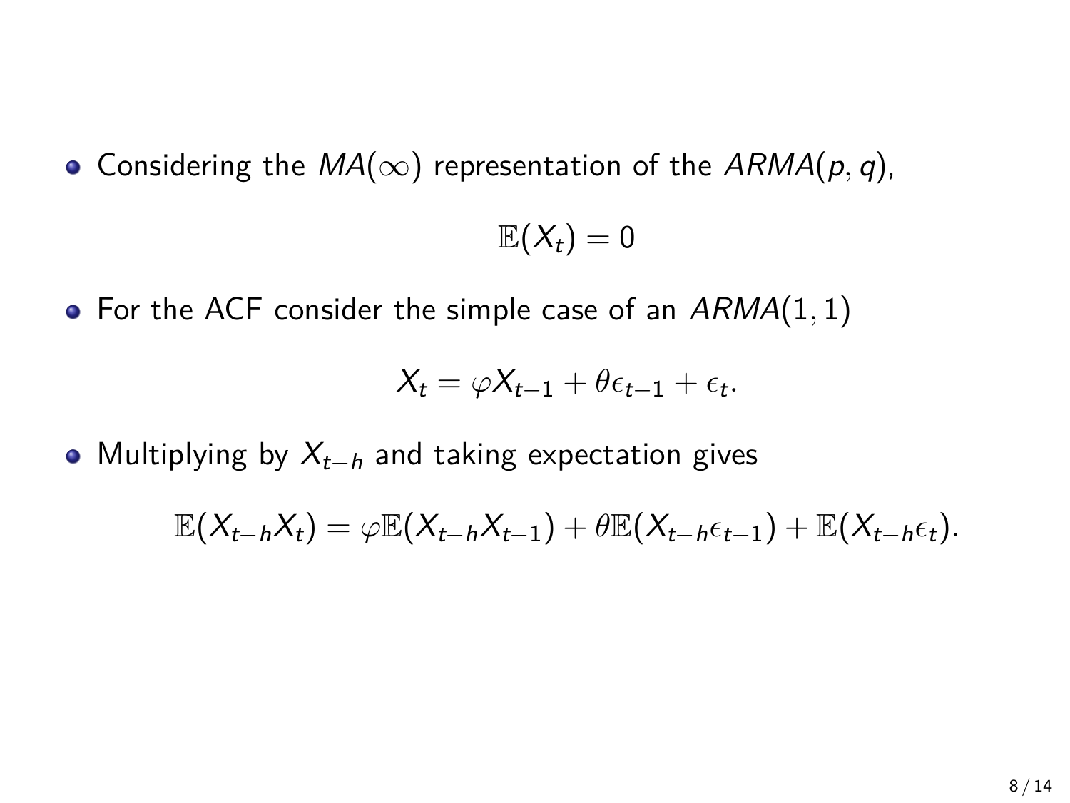- Considering the $MA(\infty)$ representation of the $ARMA(p, q)$,

$$\mathbb{E}(X_t) = 0$$

- For the ACF consider the simple case of an $ARMA(1, 1)$

$$X_t = \varphi X_{t-1} + \theta \epsilon_{t-1} + \epsilon_t.$$

- Multiplying by $X_{t-h}$ and taking expectation gives

$$\mathbb{E}(X_{t-h} X_t) = \varphi \mathbb{E}(X_{t-h} X_{t-1}) + \theta \mathbb{E}(X_{t-h} \epsilon_{t-1}) + \mathbb{E}(X_{t-h} \epsilon_t).$$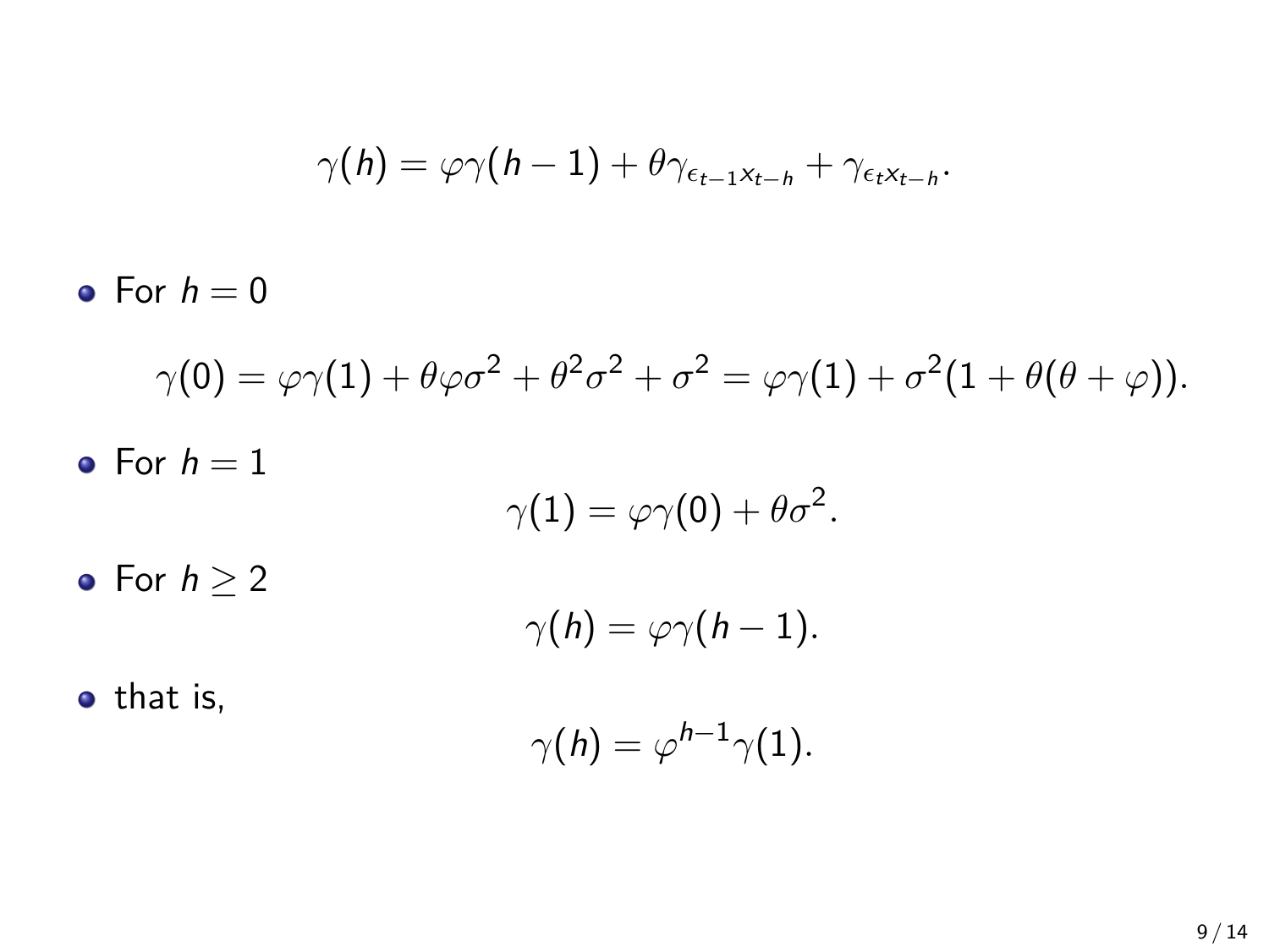$$\gamma(h) = \varphi\gamma(h-1) + \theta\gamma_{\epsilon_{t-1}x_{t-h}} + \gamma_{\epsilon_t x_{t-h}}.$$

- For $h = 0$

$$\gamma(0) = \varphi\gamma(1) + \theta\varphi\sigma^2 + \theta^2\sigma^2 + \sigma^2 = \varphi\gamma(1) + \sigma^2(1 + \theta(\theta + \varphi)).$$

- For $h = 1$

$$\gamma(1) = \varphi\gamma(0) + \theta\sigma^2.$$

- For $h \geq 2$

$$\gamma(h) = \varphi\gamma(h-1).$$

- that is,

$$\gamma(h) = \varphi^{h-1}\gamma(1).$$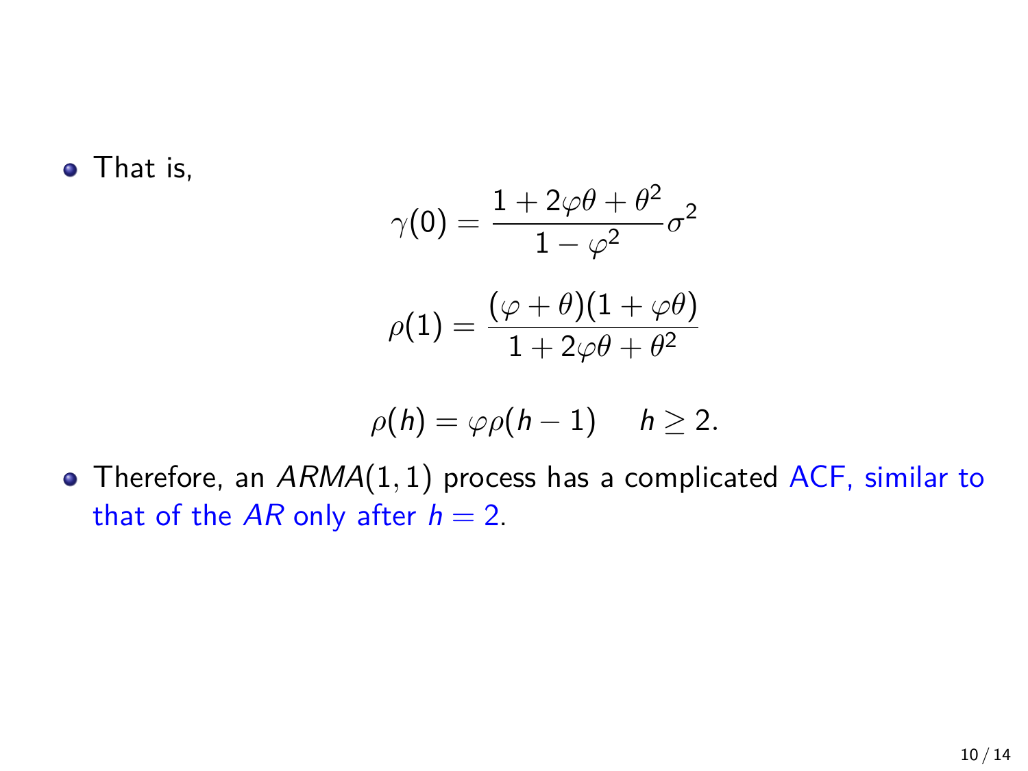- That is,

$$\gamma(0) = \frac{1 + 2\varphi\theta + \theta^2}{1 - \varphi^2}\sigma^2$$

$$\rho(1) = \frac{(\varphi + \theta)(1 + \varphi\theta)}{1 + 2\varphi\theta + \theta^2}$$

$$\rho(h) = \varphi\rho(h-1) \quad\quad h \geq 2.$$

- Therefore, an $ARMA(1, 1)$ process has a complicated ACF, similar to that of the $AR$ only after $h = 2$.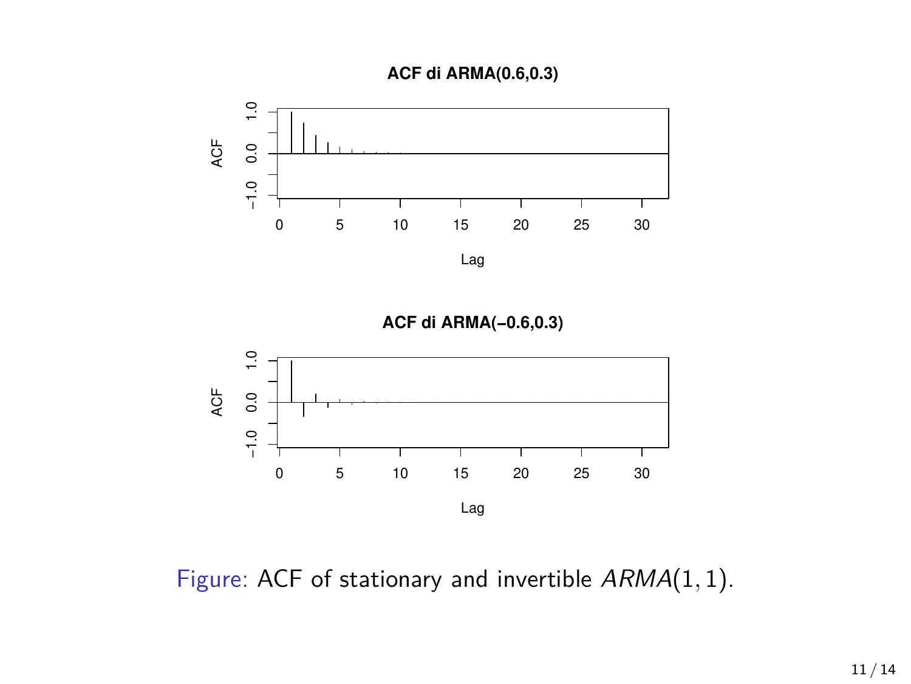**ACF di ARMA(0.6,0.3)**

**ACF di ARMA(−0.6,0.3)**

Figure: ACF of stationary and invertible $ARMA(1,1)$.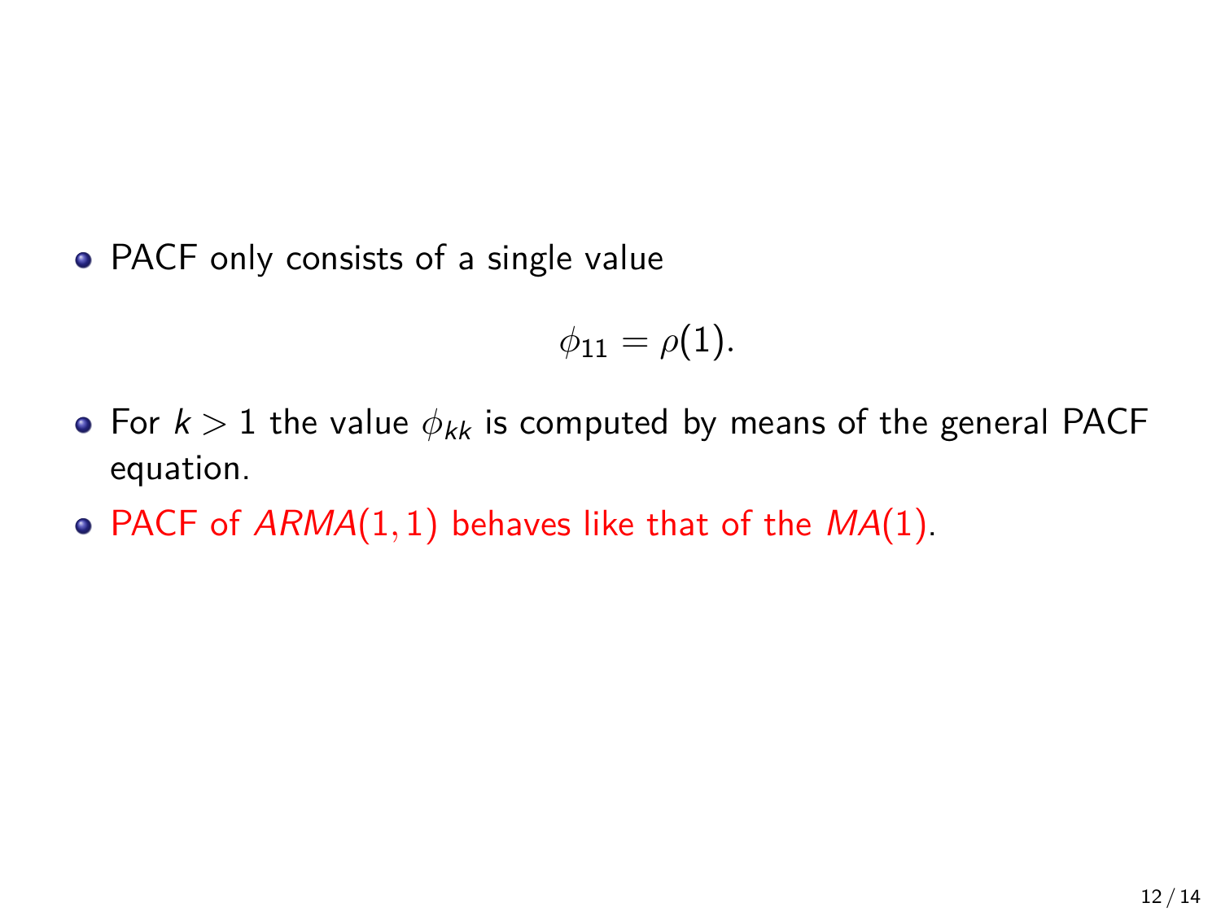- PACF only consists of a single value

$$\phi_{11} = \rho(1).$$

- For $k > 1$ the value $\phi_{kk}$ is computed by means of the general PACF equation.
- PACF of $ARMA(1,1)$ behaves like that of the $MA(1)$.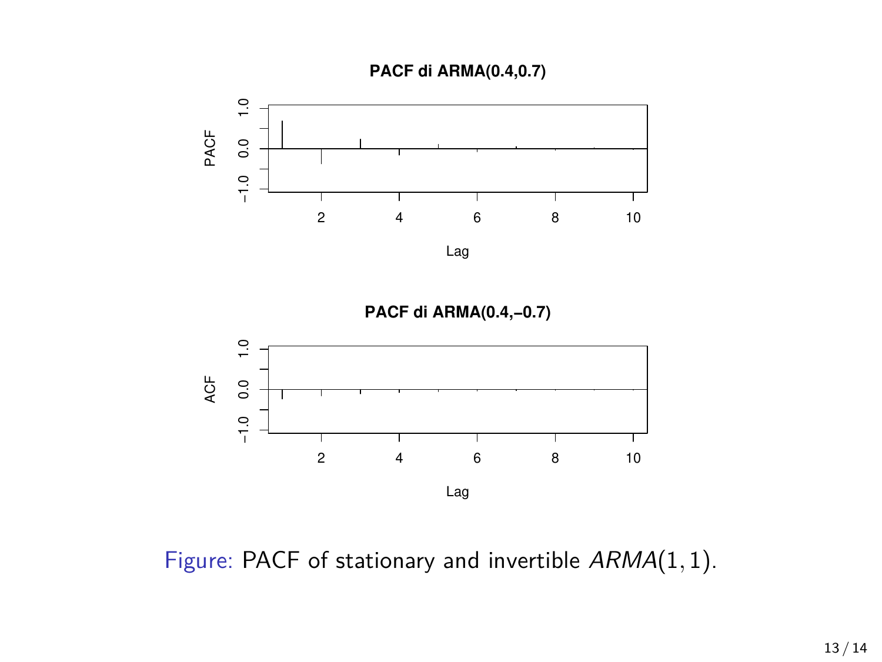Figure: PACF of stationary and invertible $ARMA(1,1)$.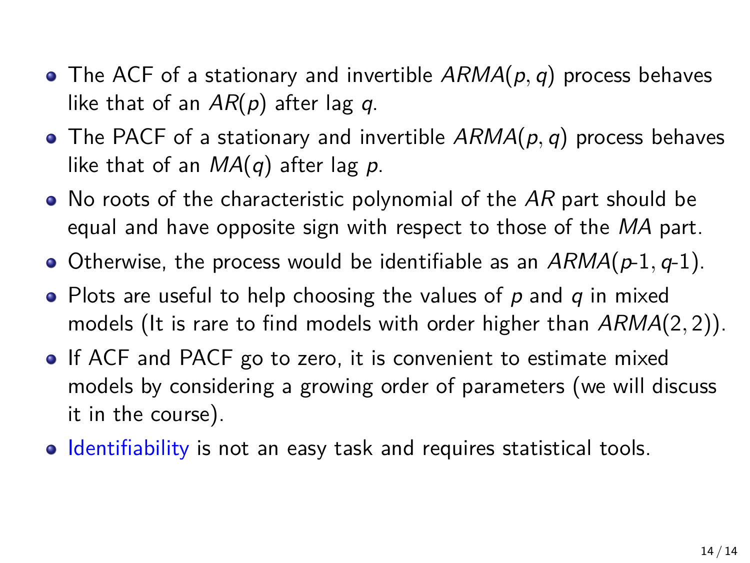- The ACF of a stationary and invertible $ARMA(p, q)$ process behaves like that of an $AR(p)$ after lag $q$.
- The PACF of a stationary and invertible $ARMA(p, q)$ process behaves like that of an $MA(q)$ after lag $p$.
- No roots of the characteristic polynomial of the $AR$ part should be equal and have opposite sign with respect to those of the $MA$ part.
- Otherwise, the process would be identifiable as an $ARMA(p\text{-}1, q\text{-}1)$.
- Plots are useful to help choosing the values of $p$ and $q$ in mixed models (It is rare to find models with order higher than $ARMA(2, 2)$).
- If ACF and PACF go to zero, it is convenient to estimate mixed models by considering a growing order of parameters (we will discuss it in the course).
- Identifiability is not an easy task and requires statistical tools.